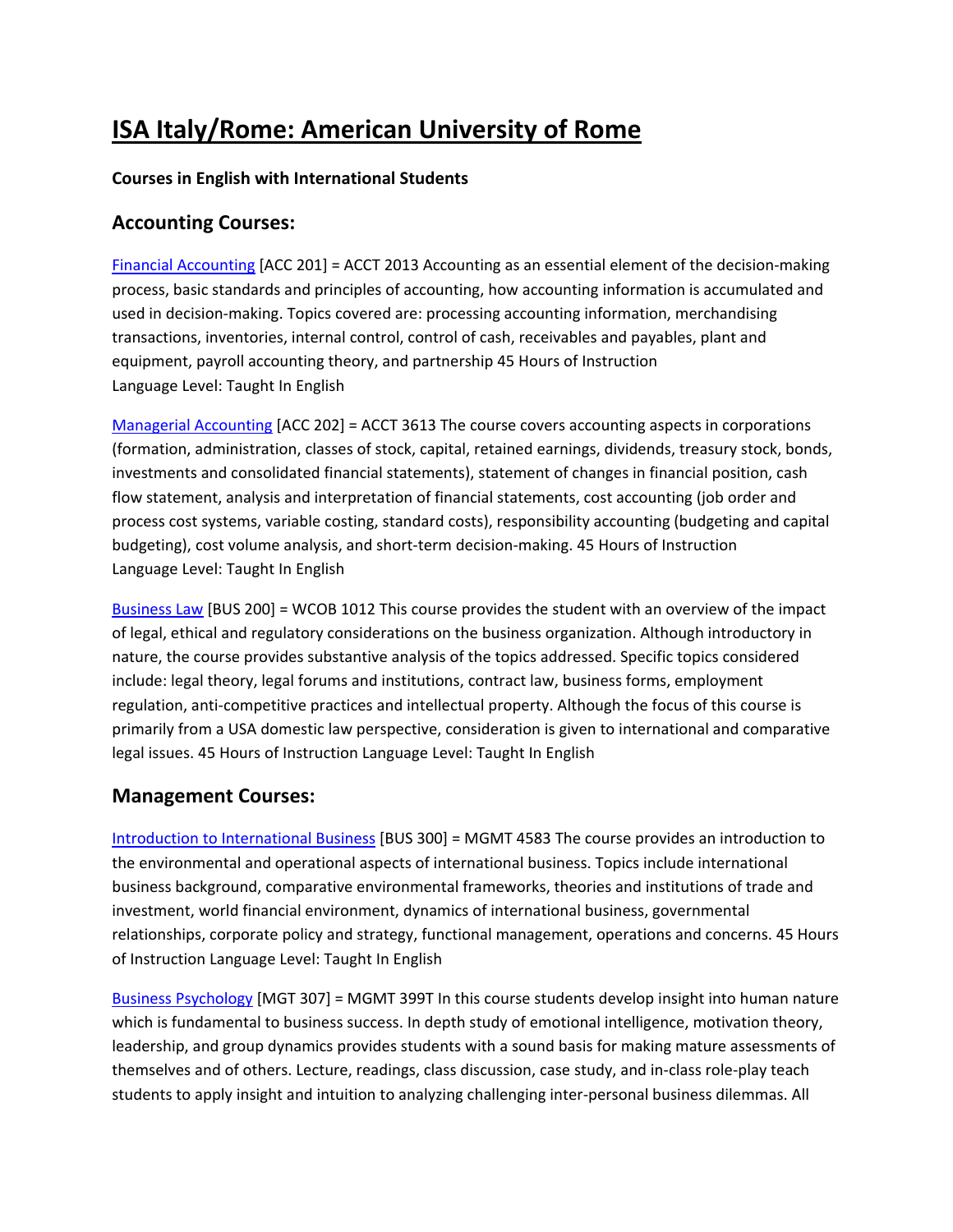# ISA Italy/Rome: American University of Rome

**Courses in English with International Students**

## Accounting Courses:

Financial Accounting [ACC 201] = ACCT 2013 Accounting as an essential element of the decision-making process, basic standards and principles of accounting, how accounting information is accumulated and used in decision-making. Topics covered are: processing accounting information, merchandising transactions, inventories, internal control, control of cash, receivables and payables, plant and equipment, payroll accounting theory, and partnership 45 Hours of Instruction
Language Level: Taught In English

Managerial Accounting [ACC 202] = ACCT 3613 The course covers accounting aspects in corporations (formation, administration, classes of stock, capital, retained earnings, dividends, treasury stock, bonds, investments and consolidated financial statements), statement of changes in financial position, cash flow statement, analysis and interpretation of financial statements, cost accounting (job order and process cost systems, variable costing, standard costs), responsibility accounting (budgeting and capital budgeting), cost volume analysis, and short-term decision-making. 45 Hours of Instruction
Language Level: Taught In English

Business Law [BUS 200] = WCOB 1012 This course provides the student with an overview of the impact of legal, ethical and regulatory considerations on the business organization. Although introductory in nature, the course provides substantive analysis of the topics addressed. Specific topics considered include: legal theory, legal forums and institutions, contract law, business forms, employment regulation, anti-competitive practices and intellectual property. Although the focus of this course is primarily from a USA domestic law perspective, consideration is given to international and comparative legal issues. 45 Hours of Instruction Language Level: Taught In English

## Management Courses:

Introduction to International Business [BUS 300] = MGMT 4583 The course provides an introduction to the environmental and operational aspects of international business. Topics include international business background, comparative environmental frameworks, theories and institutions of trade and investment, world financial environment, dynamics of international business, governmental relationships, corporate policy and strategy, functional management, operations and concerns. 45 Hours of Instruction Language Level: Taught In English

Business Psychology [MGT 307] = MGMT 399T In this course students develop insight into human nature which is fundamental to business success. In depth study of emotional intelligence, motivation theory, leadership, and group dynamics provides students with a sound basis for making mature assessments of themselves and of others. Lecture, readings, class discussion, case study, and in-class role-play teach students to apply insight and intuition to analyzing challenging inter-personal business dilemmas. All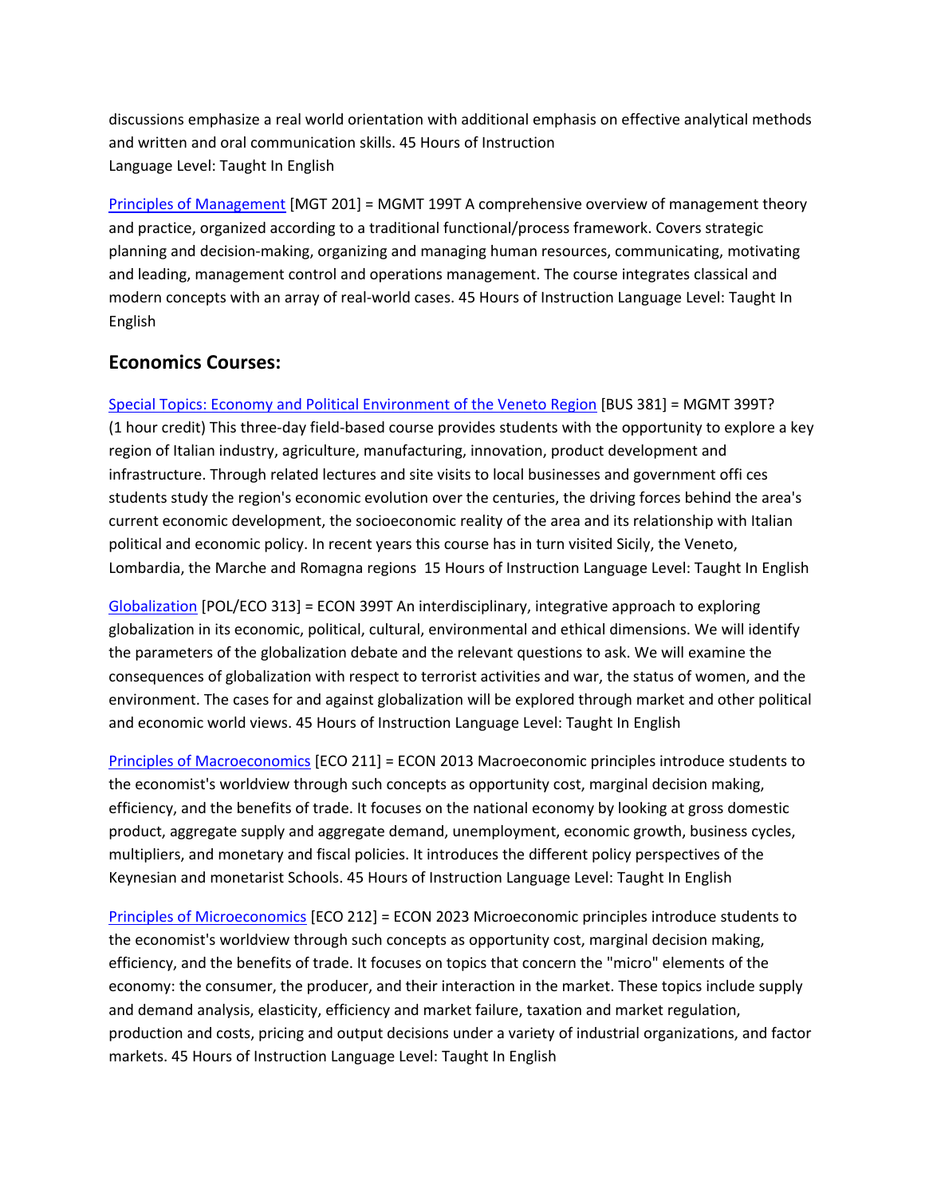discussions emphasize a real world orientation with additional emphasis on effective analytical methods and written and oral communication skills. 45 Hours of Instruction
Language Level: Taught In English

Principles of Management [MGT 201] = MGMT 199T A comprehensive overview of management theory and practice, organized according to a traditional functional/process framework. Covers strategic planning and decision-making, organizing and managing human resources, communicating, motivating and leading, management control and operations management. The course integrates classical and modern concepts with an array of real-world cases. 45 Hours of Instruction Language Level: Taught In English

## Economics Courses:

Special Topics: Economy and Political Environment of the Veneto Region [BUS 381] = MGMT 399T? (1 hour credit) This three-day field-based course provides students with the opportunity to explore a key region of Italian industry, agriculture, manufacturing, innovation, product development and infrastructure. Through related lectures and site visits to local businesses and government offi ces students study the region's economic evolution over the centuries, the driving forces behind the area's current economic development, the socioeconomic reality of the area and its relationship with Italian political and economic policy. In recent years this course has in turn visited Sicily, the Veneto, Lombardia, the Marche and Romagna regions 15 Hours of Instruction Language Level: Taught In English

Globalization [POL/ECO 313] = ECON 399T An interdisciplinary, integrative approach to exploring globalization in its economic, political, cultural, environmental and ethical dimensions. We will identify the parameters of the globalization debate and the relevant questions to ask. We will examine the consequences of globalization with respect to terrorist activities and war, the status of women, and the environment. The cases for and against globalization will be explored through market and other political and economic world views. 45 Hours of Instruction Language Level: Taught In English

Principles of Macroeconomics [ECO 211] = ECON 2013 Macroeconomic principles introduce students to the economist's worldview through such concepts as opportunity cost, marginal decision making, efficiency, and the benefits of trade. It focuses on the national economy by looking at gross domestic product, aggregate supply and aggregate demand, unemployment, economic growth, business cycles, multipliers, and monetary and fiscal policies. It introduces the different policy perspectives of the Keynesian and monetarist Schools. 45 Hours of Instruction Language Level: Taught In English

Principles of Microeconomics [ECO 212] = ECON 2023 Microeconomic principles introduce students to the economist's worldview through such concepts as opportunity cost, marginal decision making, efficiency, and the benefits of trade. It focuses on topics that concern the "micro" elements of the economy: the consumer, the producer, and their interaction in the market. These topics include supply and demand analysis, elasticity, efficiency and market failure, taxation and market regulation, production and costs, pricing and output decisions under a variety of industrial organizations, and factor markets. 45 Hours of Instruction Language Level: Taught In English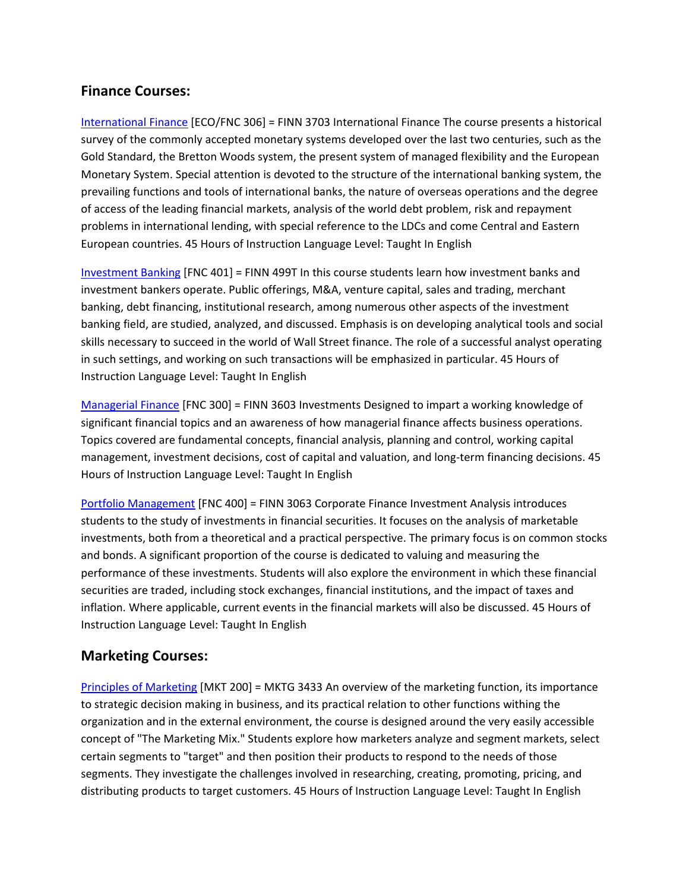## Finance Courses:

[International Finance](#) [ECO/FNC 306] = FINN 3703 International Finance The course presents a historical survey of the commonly accepted monetary systems developed over the last two centuries, such as the Gold Standard, the Bretton Woods system, the present system of managed flexibility and the European Monetary System. Special attention is devoted to the structure of the international banking system, the prevailing functions and tools of international banks, the nature of overseas operations and the degree of access of the leading financial markets, analysis of the world debt problem, risk and repayment problems in international lending, with special reference to the LDCs and come Central and Eastern European countries. 45 Hours of Instruction Language Level: Taught In English

[Investment Banking](#) [FNC 401] = FINN 499T In this course students learn how investment banks and investment bankers operate. Public offerings, M&A, venture capital, sales and trading, merchant banking, debt financing, institutional research, among numerous other aspects of the investment banking field, are studied, analyzed, and discussed. Emphasis is on developing analytical tools and social skills necessary to succeed in the world of Wall Street finance. The role of a successful analyst operating in such settings, and working on such transactions will be emphasized in particular. 45 Hours of Instruction Language Level: Taught In English

[Managerial Finance](#) [FNC 300] = FINN 3603 Investments Designed to impart a working knowledge of significant financial topics and an awareness of how managerial finance affects business operations. Topics covered are fundamental concepts, financial analysis, planning and control, working capital management, investment decisions, cost of capital and valuation, and long-term financing decisions. 45 Hours of Instruction Language Level: Taught In English

[Portfolio Management](#) [FNC 400] = FINN 3063 Corporate Finance Investment Analysis introduces students to the study of investments in financial securities. It focuses on the analysis of marketable investments, both from a theoretical and a practical perspective. The primary focus is on common stocks and bonds. A significant proportion of the course is dedicated to valuing and measuring the performance of these investments. Students will also explore the environment in which these financial securities are traded, including stock exchanges, financial institutions, and the impact of taxes and inflation. Where applicable, current events in the financial markets will also be discussed. 45 Hours of Instruction Language Level: Taught In English

## Marketing Courses:

[Principles of Marketing](#) [MKT 200] = MKTG 3433 An overview of the marketing function, its importance to strategic decision making in business, and its practical relation to other functions withing the organization and in the external environment, the course is designed around the very easily accessible concept of "The Marketing Mix." Students explore how marketers analyze and segment markets, select certain segments to "target" and then position their products to respond to the needs of those segments. They investigate the challenges involved in researching, creating, promoting, pricing, and distributing products to target customers. 45 Hours of Instruction Language Level: Taught In English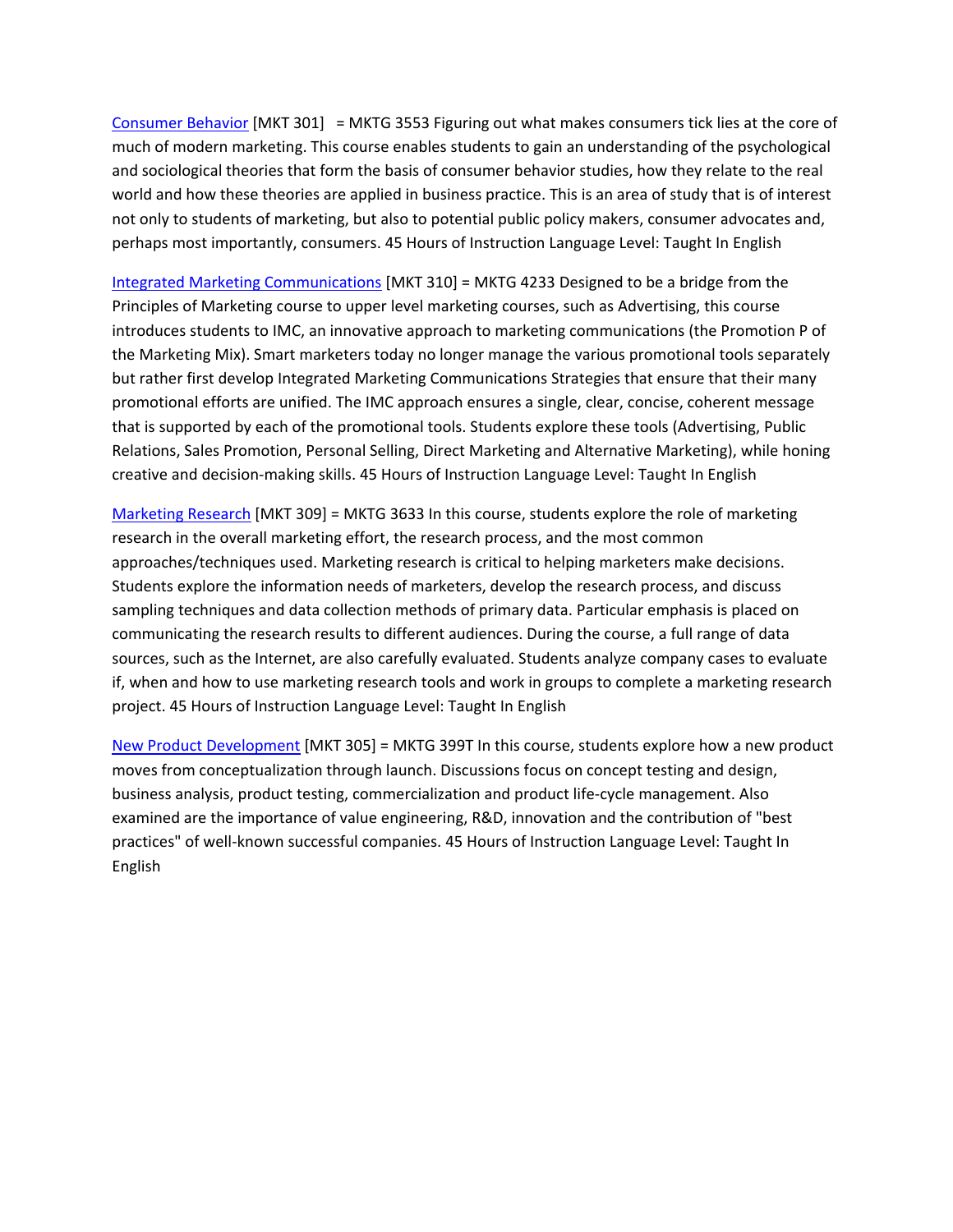[Consumer Behavior] [MKT 301] = MKTG 3553 Figuring out what makes consumers tick lies at the core of much of modern marketing. This course enables students to gain an understanding of the psychological and sociological theories that form the basis of consumer behavior studies, how they relate to the real world and how these theories are applied in business practice. This is an area of study that is of interest not only to students of marketing, but also to potential public policy makers, consumer advocates and, perhaps most importantly, consumers. 45 Hours of Instruction Language Level: Taught In English

[Integrated Marketing Communications] [MKT 310] = MKTG 4233 Designed to be a bridge from the Principles of Marketing course to upper level marketing courses, such as Advertising, this course introduces students to IMC, an innovative approach to marketing communications (the Promotion P of the Marketing Mix). Smart marketers today no longer manage the various promotional tools separately but rather first develop Integrated Marketing Communications Strategies that ensure that their many promotional efforts are unified. The IMC approach ensures a single, clear, concise, coherent message that is supported by each of the promotional tools. Students explore these tools (Advertising, Public Relations, Sales Promotion, Personal Selling, Direct Marketing and Alternative Marketing), while honing creative and decision-making skills. 45 Hours of Instruction Language Level: Taught In English

[Marketing Research] [MKT 309] = MKTG 3633 In this course, students explore the role of marketing research in the overall marketing effort, the research process, and the most common approaches/techniques used. Marketing research is critical to helping marketers make decisions. Students explore the information needs of marketers, develop the research process, and discuss sampling techniques and data collection methods of primary data. Particular emphasis is placed on communicating the research results to different audiences. During the course, a full range of data sources, such as the Internet, are also carefully evaluated. Students analyze company cases to evaluate if, when and how to use marketing research tools and work in groups to complete a marketing research project. 45 Hours of Instruction Language Level: Taught In English

[New Product Development] [MKT 305] = MKTG 399T In this course, students explore how a new product moves from conceptualization through launch. Discussions focus on concept testing and design, business analysis, product testing, commercialization and product life-cycle management. Also examined are the importance of value engineering, R&D, innovation and the contribution of "best practices" of well-known successful companies. 45 Hours of Instruction Language Level: Taught In English